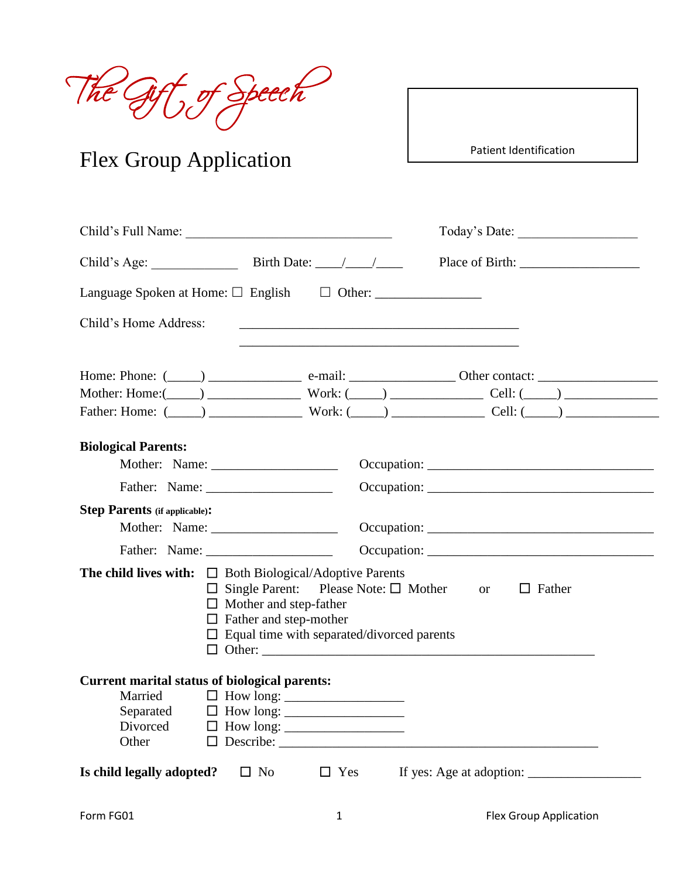The Gift of Speech

# Flex Group Application

Patient Identification

Child's Full Name: ______________________________ Today's Date: _________________

Child's Age: ____________ Birth Date: ___/___/___ Place of Birth: _________________

Language Spoken at Home: ☐ English ☐ Other: _______________

Child's Home Address: ________________________________________
________________________________________

Home: Phone: (____) ____________ e-mail: ______________ Other contact: ________________
Mother: Home:(____) ____________ Work: (____) ____________ Cell: (____) ____________
Father: Home: (____) ____________ Work: (____) ____________ Cell: (____) ____________

**Biological Parents:**

Mother: Name: _________________ Occupation: ________________________________

Father: Name: _________________ Occupation: ________________________________

**Step Parents** (if applicable)**:**

Mother: Name: _________________ Occupation: ________________________________

Father: Name: _________________ Occupation: ________________________________

**The child lives with:**
- ☐ Both Biological/Adoptive Parents
- ☐ Single Parent: Please Note: ☐ Mother or ☐ Father
- ☐ Mother and step-father
- ☐ Father and step-mother
- ☐ Equal time with separated/divorced parents
- ☐ Other: ____________________________________________

**Current marital status of biological parents:**

Married ☐ How long: ________________
Separated ☐ How long: ________________
Divorced ☐ How long: ________________
Other ☐ Describe: _____________________________________________

**Is child legally adopted?** ☐ No ☐ Yes If yes: Age at adoption: _______________

Form FG01 Flex Group Application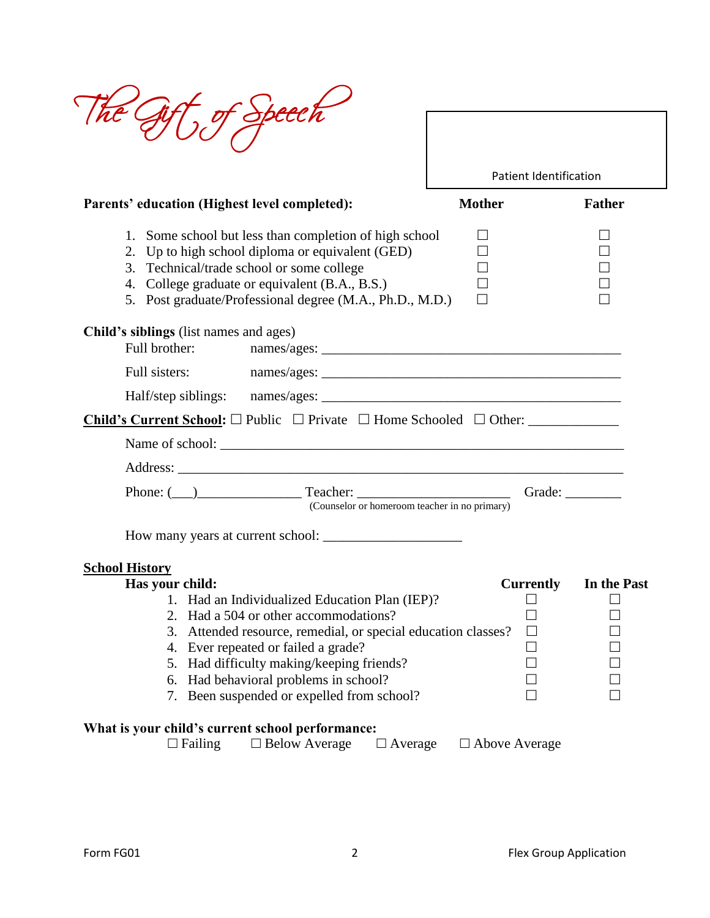The Gift of Speech

Patient Identification

| **Parents' education (Highest level completed):** | **Mother** | **Father** |
|---|---|---|
| 1. Some school but less than completion of high school | ☐ | ☐ |
| 2. Up to high school diploma or equivalent (GED) | ☐ | ☐ |
| 3. Technical/trade school or some college | ☐ | ☐ |
| 4. College graduate or equivalent (B.A., B.S.) | ☐ | ☐ |
| 5. Post graduate/Professional degree (M.A., Ph.D., M.D.) | ☐ | ☐ |

**Child's siblings** (list names and ages)

Full brother: names/ages: ___________________________________________

Full sisters: names/ages: ___________________________________________

Half/step siblings: names/ages: ___________________________________________

**Child's Current School:** ☐ Public ☐ Private ☐ Home Schooled ☐ Other: ____________

Name of school: ___________________________________________________________

Address: _________________________________________________________________

Phone: (___)______________ Teacher: _____________________ Grade: ________
(Counselor or homeroom teacher in no primary)

How many years at current school: ___________________

**School History**

| **Has your child:** | **Currently** | **In the Past** |
|---|---|---|
| 1. Had an Individualized Education Plan (IEP)? | ☐ | ☐ |
| 2. Had a 504 or other accommodations? | ☐ | ☐ |
| 3. Attended resource, remedial, or special education classes? | ☐ | ☐ |
| 4. Ever repeated or failed a grade? | ☐ | ☐ |
| 5. Had difficulty making/keeping friends? | ☐ | ☐ |
| 6. Had behavioral problems in school? | ☐ | ☐ |
| 7. Been suspended or expelled from school? | ☐ | ☐ |

**What is your child's current school performance:**

☐ Failing ☐ Below Average ☐ Average ☐ Above Average

Form FG01 Flex Group Application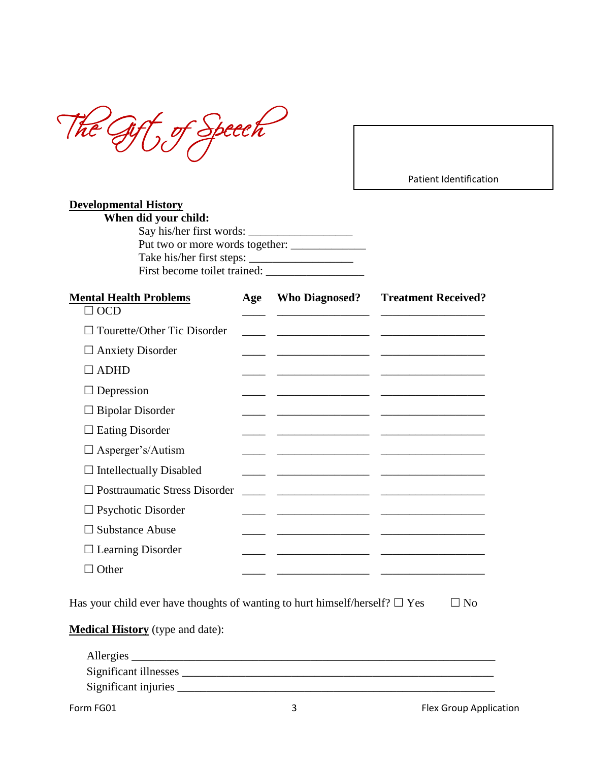The Gift of Speech

Patient Identification

**Developmental History**

**When did your child:**

Say his/her first words: ___________________

Put two or more words together: _____________

Take his/her first steps: _________________

First become toilet trained: _________________

| **Mental Health Problems** | **Age** | **Who Diagnosed?** | **Treatment Received?** |
|---|---|---|---|
| ☐ OCD | ____ | ________________ | __________________ |
| ☐ Tourette/Other Tic Disorder | ____ | ________________ | __________________ |
| ☐ Anxiety Disorder | ____ | ________________ | __________________ |
| ☐ ADHD | ____ | ________________ | __________________ |
| ☐ Depression | ____ | ________________ | __________________ |
| ☐ Bipolar Disorder | ____ | ________________ | __________________ |
| ☐ Eating Disorder | ____ | ________________ | __________________ |
| ☐ Asperger's/Autism | ____ | ________________ | __________________ |
| ☐ Intellectually Disabled | ____ | ________________ | __________________ |
| ☐ Posttraumatic Stress Disorder | ____ | ________________ | __________________ |
| ☐ Psychotic Disorder | ____ | ________________ | __________________ |
| ☐ Substance Abuse | ____ | ________________ | __________________ |
| ☐ Learning Disorder | ____ | ________________ | __________________ |
| ☐ Other | ____ | ________________ | __________________ |

Has your child ever have thoughts of wanting to hurt himself/herself? ☐ Yes ☐ No

**Medical History** (type and date):

Allergies ___________________________________________________________

Significant illnesses __________________________________________________

Significant injuries ___________________________________________________

Form FG01 Flex Group Application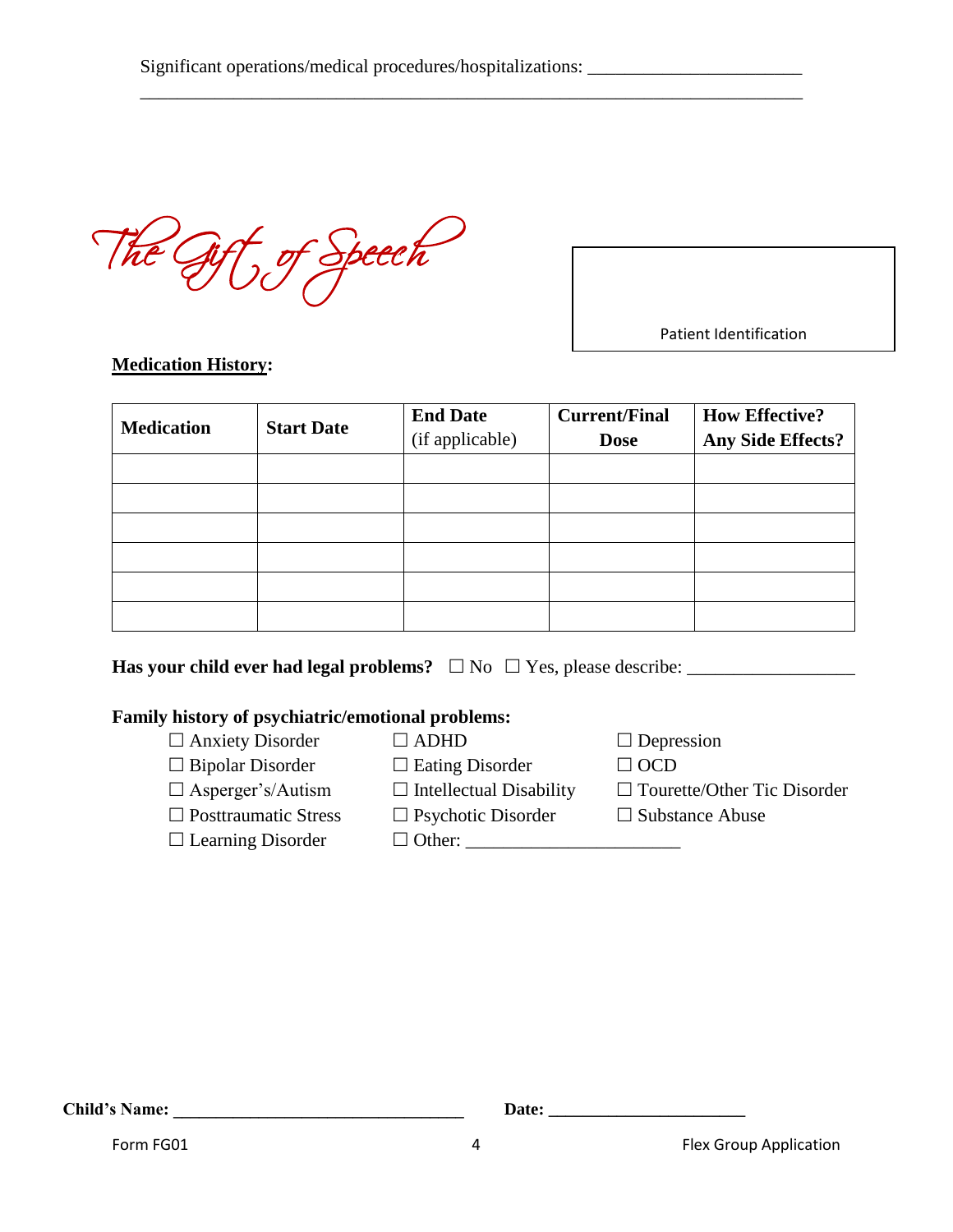Significant operations/medical procedures/hospitalizations: ______________________
___________________________________________________________________________

The Gift of Speech

Patient Identification

**Medication History:**

| **Medication** | **Start Date** | **End Date** (if applicable) | **Current/Final Dose** | **How Effective? Any Side Effects?** |
|---|---|---|---|---|
| | | | | |
| | | | | |
| | | | | |
| | | | | |
| | | | | |
| | | | | |

**Has your child ever had legal problems?** ☐ No ☐ Yes, please describe: __________________

**Family history of psychiatric/emotional problems:**

☐ Anxiety Disorder
☐ Bipolar Disorder
☐ Asperger's/Autism
☐ Posttraumatic Stress
☐ Learning Disorder
☐ ADHD
☐ Eating Disorder
☐ Intellectual Disability
☐ Psychotic Disorder
☐ Other: ______________________
☐ Depression
☐ OCD
☐ Tourette/Other Tic Disorder
☐ Substance Abuse

**Child's Name:** _________________________________ **Date:** ______________________

Form FG01 Flex Group Application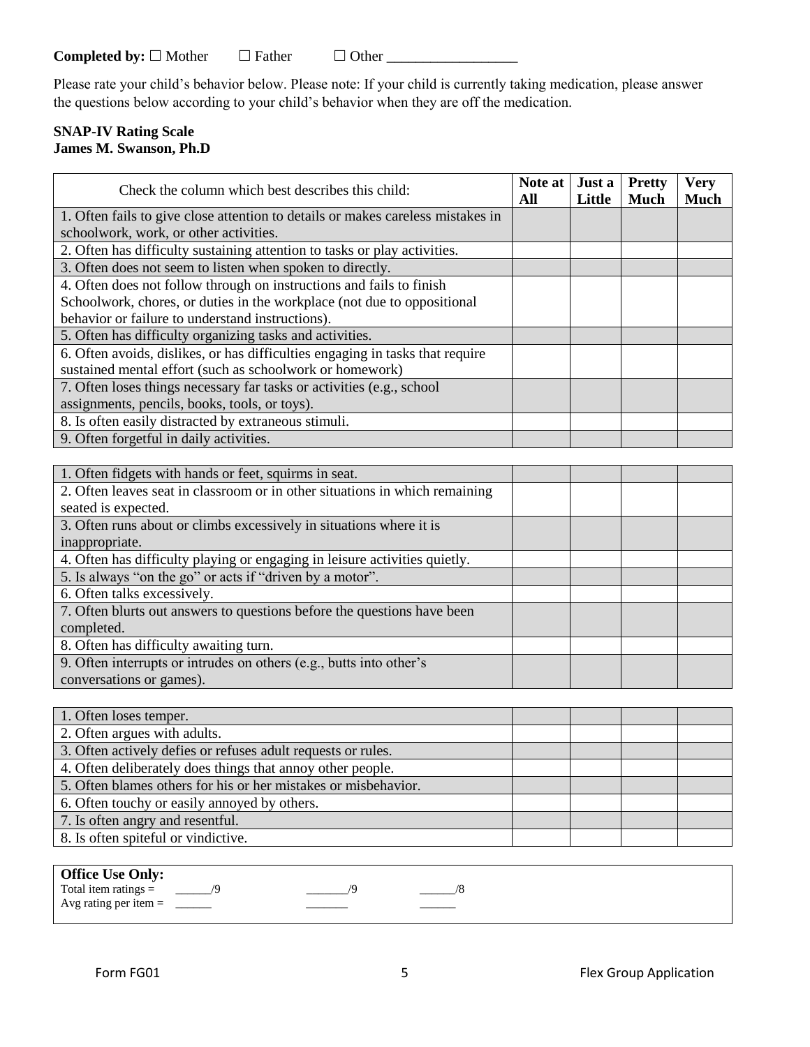**Completed by:** ☐ Mother ☐ Father ☐ Other __________________

Please rate your child's behavior below. Please note: If your child is currently taking medication, please answer the questions below according to your child's behavior when they are off the medication.

**SNAP-IV Rating Scale**
**James M. Swanson, Ph.D**

| Check the column which best describes this child: | Note at All | Just a Little | Pretty Much | Very Much |
|---|---|---|---|---|
| 1. Often fails to give close attention to details or makes careless mistakes in schoolwork, work, or other activities. | | | | |
| 2. Often has difficulty sustaining attention to tasks or play activities. | | | | |
| 3. Often does not seem to listen when spoken to directly. | | | | |
| 4. Often does not follow through on instructions and fails to finish Schoolwork, chores, or duties in the workplace (not due to oppositional behavior or failure to understand instructions). | | | | |
| 5. Often has difficulty organizing tasks and activities. | | | | |
| 6. Often avoids, dislikes, or has difficulties engaging in tasks that require sustained mental effort (such as schoolwork or homework) | | | | |
| 7. Often loses things necessary far tasks or activities (e.g., school assignments, pencils, books, tools, or toys). | | | | |
| 8. Is often easily distracted by extraneous stimuli. | | | | |
| 9. Often forgetful in daily activities. | | | | |

| | | | | |
|---|---|---|---|---|
| 1. Often fidgets with hands or feet, squirms in seat. | | | | |
| 2. Often leaves seat in classroom or in other situations in which remaining seated is expected. | | | | |
| 3. Often runs about or climbs excessively in situations where it is inappropriate. | | | | |
| 4. Often has difficulty playing or engaging in leisure activities quietly. | | | | |
| 5. Is always "on the go" or acts if "driven by a motor". | | | | |
| 6. Often talks excessively. | | | | |
| 7. Often blurts out answers to questions before the questions have been completed. | | | | |
| 8. Often has difficulty awaiting turn. | | | | |
| 9. Often interrupts or intrudes on others (e.g., butts into other's conversations or games). | | | | |

| | | | | |
|---|---|---|---|---|
| 1. Often loses temper. | | | | |
| 2. Often argues with adults. | | | | |
| 3. Often actively defies or refuses adult requests or rules. | | | | |
| 4. Often deliberately does things that annoy other people. | | | | |
| 5. Often blames others for his or her mistakes or misbehavior. | | | | |
| 6. Often touchy or easily annoyed by others. | | | | |
| 7. Is often angry and resentful. | | | | |
| 8. Is often spiteful or vindictive. | | | | |

**Office Use Only:**

Total item ratings = ______/9 _______/9 ______/8

Avg rating per item = ______ _______ ______

Form FG01 Flex Group Application